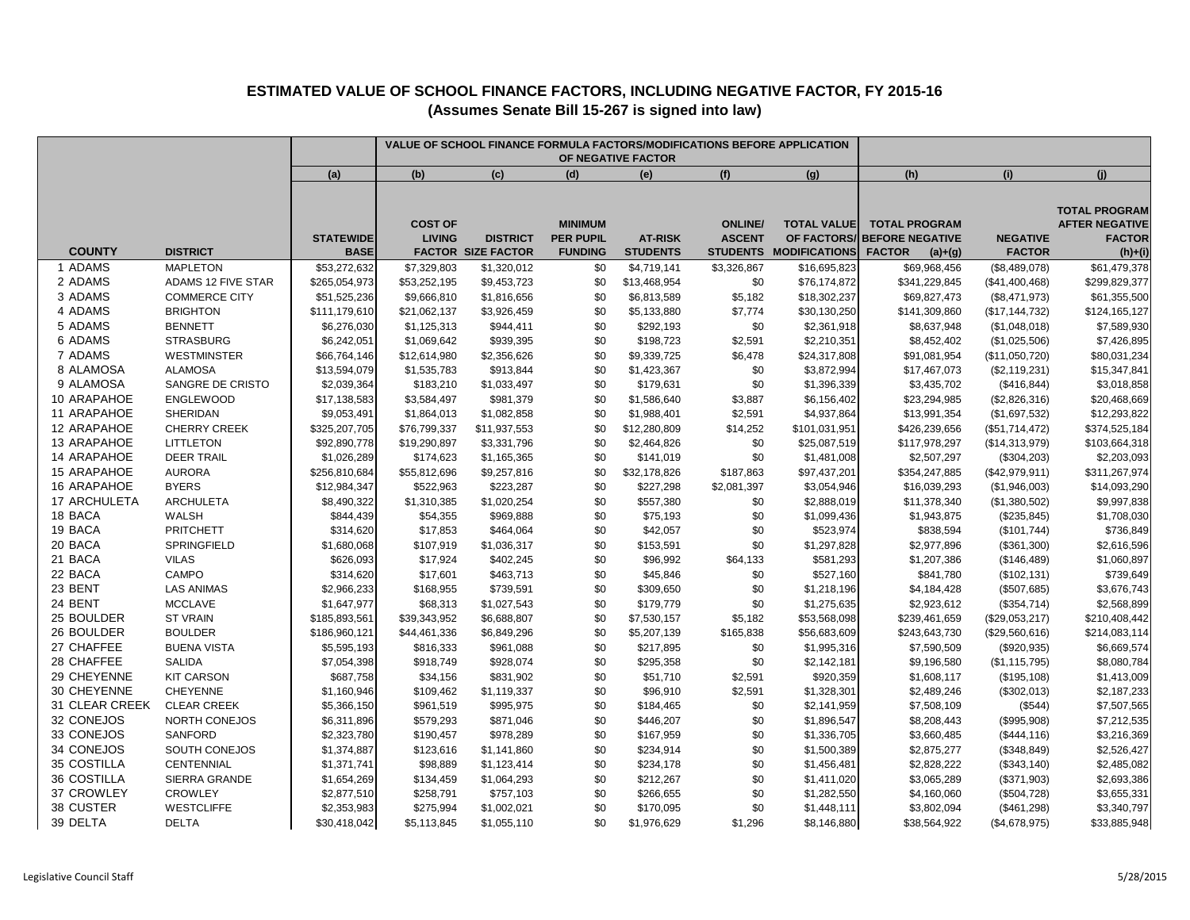# ESTIMATED VALUE OF SCHOOL FINANCE FACTORS, INCLUDING NEGATIVE FACTOR, FY 2015-16
## (Assumes Senate Bill 15-267 is signed into law)

| | | | VALUE OF SCHOOL FINANCE FORMULA FACTORS/MODIFICATIONS BEFORE APPLICATION OF NEGATIVE FACTOR | | | | | | | | |
|---|---|---|---|---|---|---|---|---|---|---|---|
| | | (a) | (b) | (c) | (d) | (e) | (f) | (g) | (h) | (i) | (j) |
| **COUNTY** | **DISTRICT** | **STATEWIDE BASE** | **COST OF LIVING FACTOR** | **DISTRICT SIZE FACTOR** | **MINIMUM PER PUPIL FUNDING** | **AT-RISK STUDENTS** | **ONLINE/ ASCENT STUDENTS** | **TOTAL VALUE OF FACTORS/ MODIFICATIONS** | **TOTAL PROGRAM BEFORE NEGATIVE FACTOR (a)+(g)** | **NEGATIVE FACTOR** | **TOTAL PROGRAM AFTER NEGATIVE FACTOR (h)+(i)** |
| 1 ADAMS | MAPLETON | $53,272,632 | $7,329,803 | $1,320,012 | $0 | $4,719,141 | $3,326,867 | $16,695,823 | $69,968,456 | ($8,489,078) | $61,479,378 |
| 2 ADAMS | ADAMS 12 FIVE STAR | $265,054,973 | $53,252,195 | $9,453,723 | $0 | $13,468,954 | $0 | $76,174,872 | $341,229,845 | ($41,400,468) | $299,829,377 |
| 3 ADAMS | COMMERCE CITY | $51,525,236 | $9,666,810 | $1,816,656 | $0 | $6,813,589 | $5,182 | $18,302,237 | $69,827,473 | ($8,471,973) | $61,355,500 |
| 4 ADAMS | BRIGHTON | $111,179,610 | $21,062,137 | $3,926,459 | $0 | $5,133,880 | $7,774 | $30,130,250 | $141,309,860 | ($17,144,732) | $124,165,127 |
| 5 ADAMS | BENNETT | $6,276,030 | $1,125,313 | $944,411 | $0 | $292,193 | $0 | $2,361,918 | $8,637,948 | ($1,048,018) | $7,589,930 |
| 6 ADAMS | STRASBURG | $6,242,051 | $1,069,642 | $939,395 | $0 | $198,723 | $2,591 | $2,210,351 | $8,452,402 | ($1,025,506) | $7,426,895 |
| 7 ADAMS | WESTMINSTER | $66,764,146 | $12,614,980 | $2,356,626 | $0 | $9,339,725 | $6,478 | $24,317,808 | $91,081,954 | ($11,050,720) | $80,031,234 |
| 8 ALAMOSA | ALAMOSA | $13,594,079 | $1,535,783 | $913,844 | $0 | $1,423,367 | $0 | $3,872,994 | $17,467,073 | ($2,119,231) | $15,347,841 |
| 9 ALAMOSA | SANGRE DE CRISTO | $2,039,364 | $183,210 | $1,033,497 | $0 | $179,631 | $0 | $1,396,339 | $3,435,702 | ($416,844) | $3,018,858 |
| 10 ARAPAHOE | ENGLEWOOD | $17,138,583 | $3,584,497 | $981,379 | $0 | $1,586,640 | $3,887 | $6,156,402 | $23,294,985 | ($2,826,316) | $20,468,669 |
| 11 ARAPAHOE | SHERIDAN | $9,053,491 | $1,864,013 | $1,082,858 | $0 | $1,988,401 | $2,591 | $4,937,864 | $13,991,354 | ($1,697,532) | $12,293,822 |
| 12 ARAPAHOE | CHERRY CREEK | $325,207,705 | $76,799,337 | $11,937,553 | $0 | $12,280,809 | $14,252 | $101,031,951 | $426,239,656 | ($51,714,472) | $374,525,184 |
| 13 ARAPAHOE | LITTLETON | $92,890,778 | $19,290,897 | $3,331,796 | $0 | $2,464,826 | $0 | $25,087,519 | $117,978,297 | ($14,313,979) | $103,664,318 |
| 14 ARAPAHOE | DEER TRAIL | $1,026,289 | $174,623 | $1,165,365 | $0 | $141,019 | $0 | $1,481,008 | $2,507,297 | ($304,203) | $2,203,093 |
| 15 ARAPAHOE | AURORA | $256,810,684 | $55,812,696 | $9,257,816 | $0 | $32,178,826 | $187,863 | $97,437,201 | $354,247,885 | ($42,979,911) | $311,267,974 |
| 16 ARAPAHOE | BYERS | $12,984,347 | $522,963 | $223,287 | $0 | $227,298 | $2,081,397 | $3,054,946 | $16,039,293 | ($1,946,003) | $14,093,290 |
| 17 ARCHULETA | ARCHULETA | $8,490,322 | $1,310,385 | $1,020,254 | $0 | $557,380 | $0 | $2,888,019 | $11,378,340 | ($1,380,502) | $9,997,838 |
| 18 BACA | WALSH | $844,439 | $54,355 | $969,888 | $0 | $75,193 | $0 | $1,099,436 | $1,943,875 | ($235,845) | $1,708,030 |
| 19 BACA | PRITCHETT | $314,620 | $17,853 | $464,064 | $0 | $42,057 | $0 | $523,974 | $838,594 | ($101,744) | $736,849 |
| 20 BACA | SPRINGFIELD | $1,680,068 | $107,919 | $1,036,317 | $0 | $153,591 | $0 | $1,297,828 | $2,977,896 | ($361,300) | $2,616,596 |
| 21 BACA | VILAS | $626,093 | $17,924 | $402,245 | $0 | $96,992 | $64,133 | $581,293 | $1,207,386 | ($146,489) | $1,060,897 |
| 22 BACA | CAMPO | $314,620 | $17,601 | $463,713 | $0 | $45,846 | $0 | $527,160 | $841,780 | ($102,131) | $739,649 |
| 23 BENT | LAS ANIMAS | $2,966,233 | $168,955 | $739,591 | $0 | $309,650 | $0 | $1,218,196 | $4,184,428 | ($507,685) | $3,676,743 |
| 24 BENT | MCCLAVE | $1,647,977 | $68,313 | $1,027,543 | $0 | $179,779 | $0 | $1,275,635 | $2,923,612 | ($354,714) | $2,568,899 |
| 25 BOULDER | ST VRAIN | $185,893,561 | $39,343,952 | $6,688,807 | $0 | $7,530,157 | $5,182 | $53,568,098 | $239,461,659 | ($29,053,217) | $210,408,442 |
| 26 BOULDER | BOULDER | $186,960,121 | $44,461,336 | $6,849,296 | $0 | $5,207,139 | $165,838 | $56,683,609 | $243,643,730 | ($29,560,616) | $214,083,114 |
| 27 CHAFFEE | BUENA VISTA | $5,595,193 | $816,333 | $961,088 | $0 | $217,895 | $0 | $1,995,316 | $7,590,509 | ($920,935) | $6,669,574 |
| 28 CHAFFEE | SALIDA | $7,054,398 | $918,749 | $928,074 | $0 | $295,358 | $0 | $2,142,181 | $9,196,580 | ($1,115,795) | $8,080,784 |
| 29 CHEYENNE | KIT CARSON | $687,758 | $34,156 | $831,902 | $0 | $51,710 | $2,591 | $920,359 | $1,608,117 | ($195,108) | $1,413,009 |
| 30 CHEYENNE | CHEYENNE | $1,160,946 | $109,462 | $1,119,337 | $0 | $96,910 | $2,591 | $1,328,301 | $2,489,246 | ($302,013) | $2,187,233 |
| 31 CLEAR CREEK | CLEAR CREEK | $5,366,150 | $961,519 | $995,975 | $0 | $184,465 | $0 | $2,141,959 | $7,508,109 | ($544) | $7,507,565 |
| 32 CONEJOS | NORTH CONEJOS | $6,311,896 | $579,293 | $871,046 | $0 | $446,207 | $0 | $1,896,547 | $8,208,443 | ($995,908) | $7,212,535 |
| 33 CONEJOS | SANFORD | $2,323,780 | $190,457 | $978,289 | $0 | $167,959 | $0 | $1,336,705 | $3,660,485 | ($444,116) | $3,216,369 |
| 34 CONEJOS | SOUTH CONEJOS | $1,374,887 | $123,616 | $1,141,860 | $0 | $234,914 | $0 | $1,500,389 | $2,875,277 | ($348,849) | $2,526,427 |
| 35 COSTILLA | CENTENNIAL | $1,371,741 | $98,889 | $1,123,414 | $0 | $234,178 | $0 | $1,456,481 | $2,828,222 | ($343,140) | $2,485,082 |
| 36 COSTILLA | SIERRA GRANDE | $1,654,269 | $134,459 | $1,064,293 | $0 | $212,267 | $0 | $1,411,020 | $3,065,289 | ($371,903) | $2,693,386 |
| 37 CROWLEY | CROWLEY | $2,877,510 | $258,791 | $757,103 | $0 | $266,655 | $0 | $1,282,550 | $4,160,060 | ($504,728) | $3,655,331 |
| 38 CUSTER | WESTCLIFFE | $2,353,983 | $275,994 | $1,002,021 | $0 | $170,095 | $0 | $1,448,111 | $3,802,094 | ($461,298) | $3,340,797 |
| 39 DELTA | DELTA | $30,418,042 | $5,113,845 | $1,055,110 | $0 | $1,976,629 | $1,296 | $8,146,880 | $38,564,922 | ($4,678,975) | $33,885,948 |

Legislative Council Staff 5/28/2015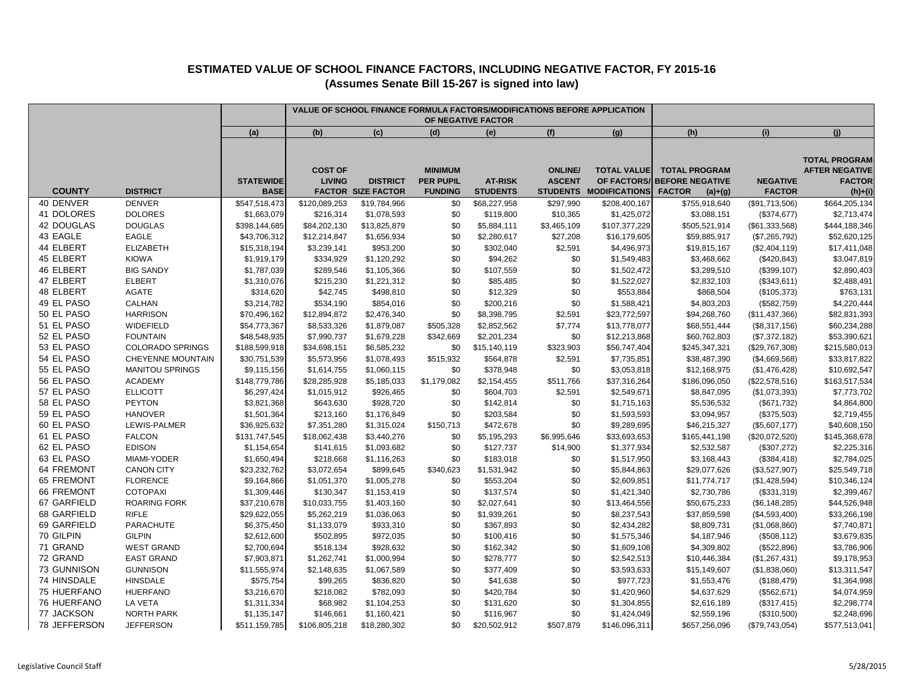# ESTIMATED VALUE OF SCHOOL FINANCE FACTORS, INCLUDING NEGATIVE FACTOR, FY 2015-16

## (Assumes Senate Bill 15-267 is signed into law)

| | | | VALUE OF SCHOOL FINANCE FORMULA FACTORS/MODIFICATIONS BEFORE APPLICATION OF NEGATIVE FACTOR | | | | | | | | |
|---|---|---|---|---|---|---|---|---|---|---|---|
| | | (a) | (b) | (c) | (d) | (e) | (f) | (g) | (h) | (i) | (j) |
| COUNTY | DISTRICT | STATEWIDE BASE | COST OF LIVING FACTOR | DISTRICT SIZE FACTOR | MINIMUM PER PUPIL FUNDING | AT-RISK STUDENTS | ONLINE/ ASCENT STUDENTS | TOTAL VALUE OF FACTORS/ MODIFICATIONS | TOTAL PROGRAM BEFORE NEGATIVE FACTOR (a)+(g) | NEGATIVE FACTOR | TOTAL PROGRAM AFTER NEGATIVE FACTOR (h)+(i) |
| 40 DENVER | DENVER | $547,518,473 | $120,089,253 | $19,784,966 | $0 | $68,227,958 | $297,990 | $208,400,167 | $755,918,640 | ($91,713,506) | $664,205,134 |
| 41 DOLORES | DOLORES | $1,663,079 | $216,314 | $1,078,593 | $0 | $119,800 | $10,365 | $1,425,072 | $3,088,151 | ($374,677) | $2,713,474 |
| 42 DOUGLAS | DOUGLAS | $398,144,685 | $84,202,130 | $13,825,879 | $0 | $5,884,111 | $3,465,109 | $107,377,229 | $505,521,914 | ($61,333,568) | $444,188,346 |
| 43 EAGLE | EAGLE | $43,706,312 | $12,214,847 | $1,656,934 | $0 | $2,280,617 | $27,208 | $16,179,605 | $59,885,917 | ($7,265,792) | $52,620,125 |
| 44 ELBERT | ELIZABETH | $15,318,194 | $3,239,141 | $953,200 | $0 | $302,040 | $2,591 | $4,496,973 | $19,815,167 | ($2,404,119) | $17,411,048 |
| 45 ELBERT | KIOWA | $1,919,179 | $334,929 | $1,120,292 | $0 | $94,262 | $0 | $1,549,483 | $3,468,662 | ($420,843) | $3,047,819 |
| 46 ELBERT | BIG SANDY | $1,787,039 | $289,546 | $1,105,366 | $0 | $107,559 | $0 | $1,502,472 | $3,289,510 | ($399,107) | $2,890,403 |
| 47 ELBERT | ELBERT | $1,310,076 | $215,230 | $1,221,312 | $0 | $85,485 | $0 | $1,522,027 | $2,832,103 | ($343,611) | $2,488,491 |
| 48 ELBERT | AGATE | $314,620 | $42,745 | $498,810 | $0 | $12,329 | $0 | $553,884 | $868,504 | ($105,373) | $763,131 |
| 49 EL PASO | CALHAN | $3,214,782 | $534,190 | $854,016 | $0 | $200,216 | $0 | $1,588,421 | $4,803,203 | ($582,759) | $4,220,444 |
| 50 EL PASO | HARRISON | $70,496,162 | $12,894,872 | $2,476,340 | $0 | $8,398,795 | $2,591 | $23,772,597 | $94,268,760 | ($11,437,366) | $82,831,393 |
| 51 EL PASO | WIDEFIELD | $54,773,367 | $8,533,326 | $1,879,087 | $505,328 | $2,852,562 | $7,774 | $13,778,077 | $68,551,444 | ($8,317,156) | $60,234,288 |
| 52 EL PASO | FOUNTAIN | $48,548,935 | $7,990,737 | $1,679,228 | $342,669 | $2,201,234 | $0 | $12,213,868 | $60,762,803 | ($7,372,182) | $53,390,621 |
| 53 EL PASO | COLORADO SPRINGS | $188,599,918 | $34,698,151 | $6,585,232 | $0 | $15,140,119 | $323,903 | $56,747,404 | $245,347,321 | ($29,767,308) | $215,580,013 |
| 54 EL PASO | CHEYENNE MOUNTAIN | $30,751,539 | $5,573,956 | $1,078,493 | $515,932 | $564,878 | $2,591 | $7,735,851 | $38,487,390 | ($4,669,568) | $33,817,822 |
| 55 EL PASO | MANITOU SPRINGS | $9,115,156 | $1,614,755 | $1,060,115 | $0 | $378,948 | $0 | $3,053,818 | $12,168,975 | ($1,476,428) | $10,692,547 |
| 56 EL PASO | ACADEMY | $148,779,786 | $28,285,928 | $5,185,033 | $1,179,082 | $2,154,455 | $511,766 | $37,316,264 | $186,096,050 | ($22,578,516) | $163,517,534 |
| 57 EL PASO | ELLICOTT | $6,297,424 | $1,015,912 | $926,465 | $0 | $604,703 | $2,591 | $2,549,671 | $8,847,095 | ($1,073,393) | $7,773,702 |
| 58 EL PASO | PEYTON | $3,821,368 | $643,630 | $928,720 | $0 | $142,814 | $0 | $1,715,163 | $5,536,532 | ($671,732) | $4,864,800 |
| 59 EL PASO | HANOVER | $1,501,364 | $213,160 | $1,176,849 | $0 | $203,584 | $0 | $1,593,593 | $3,094,957 | ($375,503) | $2,719,455 |
| 60 EL PASO | LEWIS-PALMER | $36,925,632 | $7,351,280 | $1,315,024 | $150,713 | $472,678 | $0 | $9,289,695 | $46,215,327 | ($5,607,177) | $40,608,150 |
| 61 EL PASO | FALCON | $131,747,545 | $18,062,438 | $3,440,276 | $0 | $5,195,293 | $6,995,646 | $33,693,653 | $165,441,198 | ($20,072,520) | $145,368,678 |
| 62 EL PASO | EDISON | $1,154,654 | $141,615 | $1,093,682 | $0 | $127,737 | $14,900 | $1,377,934 | $2,532,587 | ($307,272) | $2,225,316 |
| 63 EL PASO | MIAMI-YODER | $1,650,494 | $218,668 | $1,116,263 | $0 | $183,018 | $0 | $1,517,950 | $3,168,443 | ($384,418) | $2,784,025 |
| 64 FREMONT | CANON CITY | $23,232,762 | $3,072,654 | $899,645 | $340,623 | $1,531,942 | $0 | $5,844,863 | $29,077,626 | ($3,527,907) | $25,549,718 |
| 65 FREMONT | FLORENCE | $9,164,866 | $1,051,370 | $1,005,278 | $0 | $553,204 | $0 | $2,609,851 | $11,774,717 | ($1,428,594) | $10,346,124 |
| 66 FREMONT | COTOPAXI | $1,309,446 | $130,347 | $1,153,419 | $0 | $137,574 | $0 | $1,421,340 | $2,730,786 | ($331,319) | $2,399,467 |
| 67 GARFIELD | ROARING FORK | $37,210,678 | $10,033,755 | $1,403,160 | $0 | $2,027,641 | $0 | $13,464,556 | $50,675,233 | ($6,148,285) | $44,526,948 |
| 68 GARFIELD | RIFLE | $29,622,055 | $5,262,219 | $1,036,063 | $0 | $1,939,261 | $0 | $8,237,543 | $37,859,598 | ($4,593,400) | $33,266,198 |
| 69 GARFIELD | PARACHUTE | $6,375,450 | $1,133,079 | $933,310 | $0 | $367,893 | $0 | $2,434,282 | $8,809,731 | ($1,068,860) | $7,740,871 |
| 70 GILPIN | GILPIN | $2,612,600 | $502,895 | $972,035 | $0 | $100,416 | $0 | $1,575,346 | $4,187,946 | ($508,112) | $3,679,835 |
| 71 GRAND | WEST GRAND | $2,700,694 | $518,134 | $928,632 | $0 | $162,342 | $0 | $1,609,108 | $4,309,802 | ($522,896) | $3,786,906 |
| 72 GRAND | EAST GRAND | $7,903,871 | $1,262,741 | $1,000,994 | $0 | $278,777 | $0 | $2,542,513 | $10,446,384 | ($1,267,431) | $9,178,953 |
| 73 GUNNISON | GUNNISON | $11,555,974 | $2,148,635 | $1,067,589 | $0 | $377,409 | $0 | $3,593,633 | $15,149,607 | ($1,838,060) | $13,311,547 |
| 74 HINSDALE | HINSDALE | $575,754 | $99,265 | $836,820 | $0 | $41,638 | $0 | $977,723 | $1,553,476 | ($188,479) | $1,364,998 |
| 75 HUERFANO | HUERFANO | $3,216,670 | $218,082 | $782,093 | $0 | $420,784 | $0 | $1,420,960 | $4,637,629 | ($562,671) | $4,074,959 |
| 76 HUERFANO | LA VETA | $1,311,334 | $68,982 | $1,104,253 | $0 | $131,620 | $0 | $1,304,855 | $2,616,189 | ($317,415) | $2,298,774 |
| 77 JACKSON | NORTH PARK | $1,135,147 | $146,661 | $1,160,421 | $0 | $116,967 | $0 | $1,424,049 | $2,559,196 | ($310,500) | $2,248,696 |
| 78 JEFFERSON | JEFFERSON | $511,159,785 | $106,805,218 | $18,280,302 | $0 | $20,502,912 | $507,879 | $146,096,311 | $657,256,096 | ($79,743,054) | $577,513,041 |

Legislative Council Staff 5/28/2015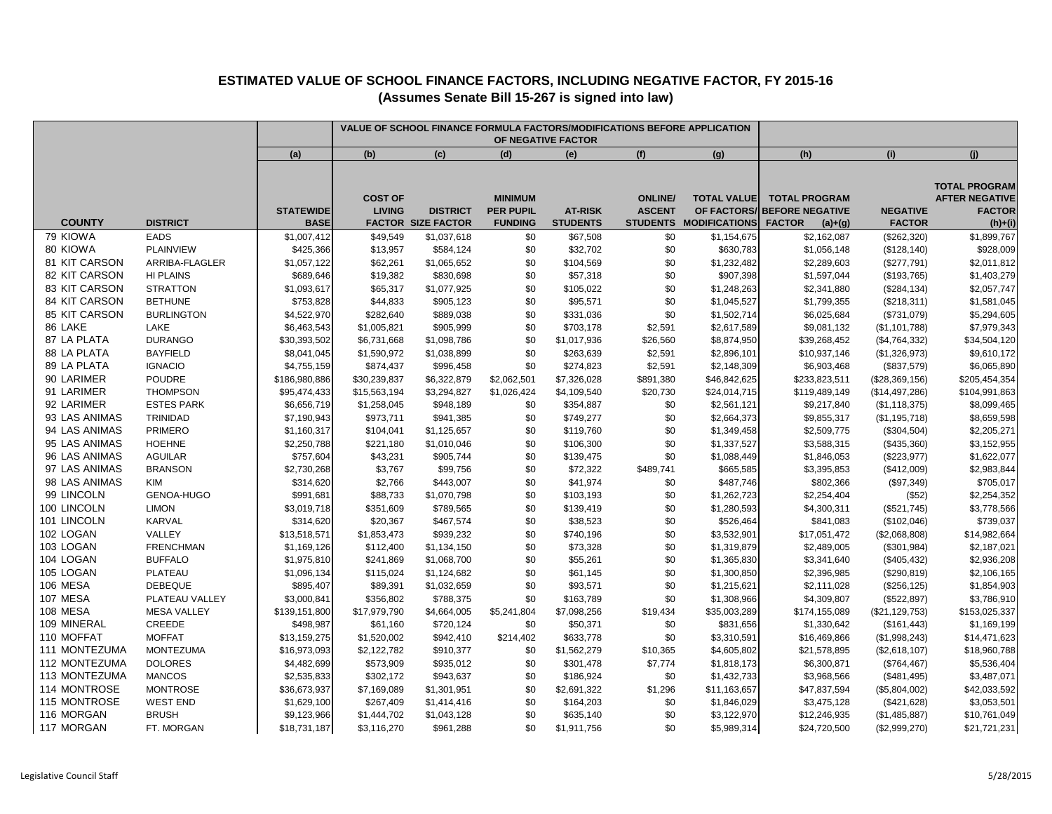# ESTIMATED VALUE OF SCHOOL FINANCE FACTORS, INCLUDING NEGATIVE FACTOR, FY 2015-16

## (Assumes Senate Bill 15-267 is signed into law)

| | | | VALUE OF SCHOOL FINANCE FORMULA FACTORS/MODIFICATIONS BEFORE APPLICATION OF NEGATIVE FACTOR | | | | | | | | |
|---|---|---|---|---|---|---|---|---|---|---|---|
| | | (a) | (b) | (c) | (d) | (e) | (f) | (g) | (h) | (i) | (j) |
| COUNTY | DISTRICT | STATEWIDE BASE | COST OF LIVING FACTOR | DISTRICT SIZE FACTOR | MINIMUM PER PUPIL FUNDING | AT-RISK STUDENTS | ONLINE/ ASCENT STUDENTS | TOTAL VALUE OF FACTORS/ MODIFICATIONS | TOTAL PROGRAM BEFORE NEGATIVE FACTOR (a)+(g) | NEGATIVE FACTOR | TOTAL PROGRAM AFTER NEGATIVE FACTOR (h)+(i) |
| 79 KIOWA | EADS | $1,007,412 | $49,549 | $1,037,618 | $0 | $67,508 | $0 | $1,154,675 | $2,162,087 | ($262,320) | $1,899,767 |
| 80 KIOWA | PLAINVIEW | $425,366 | $13,957 | $584,124 | $0 | $32,702 | $0 | $630,783 | $1,056,148 | ($128,140) | $928,009 |
| 81 KIT CARSON | ARRIBA-FLAGLER | $1,057,122 | $62,261 | $1,065,652 | $0 | $104,569 | $0 | $1,232,482 | $2,289,603 | ($277,791) | $2,011,812 |
| 82 KIT CARSON | HI PLAINS | $689,646 | $19,382 | $830,698 | $0 | $57,318 | $0 | $907,398 | $1,597,044 | ($193,765) | $1,403,279 |
| 83 KIT CARSON | STRATTON | $1,093,617 | $65,317 | $1,077,925 | $0 | $105,022 | $0 | $1,248,263 | $2,341,880 | ($284,134) | $2,057,747 |
| 84 KIT CARSON | BETHUNE | $753,828 | $44,833 | $905,123 | $0 | $95,571 | $0 | $1,045,527 | $1,799,355 | ($218,311) | $1,581,045 |
| 85 KIT CARSON | BURLINGTON | $4,522,970 | $282,640 | $889,038 | $0 | $331,036 | $0 | $1,502,714 | $6,025,684 | ($731,079) | $5,294,605 |
| 86 LAKE | LAKE | $6,463,543 | $1,005,821 | $905,999 | $0 | $703,178 | $2,591 | $2,617,589 | $9,081,132 | ($1,101,788) | $7,979,343 |
| 87 LA PLATA | DURANGO | $30,393,502 | $6,731,668 | $1,098,786 | $0 | $1,017,936 | $26,560 | $8,874,950 | $39,268,452 | ($4,764,332) | $34,504,120 |
| 88 LA PLATA | BAYFIELD | $8,041,045 | $1,590,972 | $1,038,899 | $0 | $263,639 | $2,591 | $2,896,101 | $10,937,146 | ($1,326,973) | $9,610,172 |
| 89 LA PLATA | IGNACIO | $4,755,159 | $874,437 | $996,458 | $0 | $274,823 | $2,591 | $2,148,309 | $6,903,468 | ($837,579) | $6,065,890 |
| 90 LARIMER | POUDRE | $186,980,886 | $30,239,837 | $6,322,879 | $2,062,501 | $7,326,028 | $891,380 | $46,842,625 | $233,823,511 | ($28,369,156) | $205,454,354 |
| 91 LARIMER | THOMPSON | $95,474,433 | $15,563,194 | $3,294,827 | $1,026,424 | $4,109,540 | $20,730 | $24,014,715 | $119,489,149 | ($14,497,286) | $104,991,863 |
| 92 LARIMER | ESTES PARK | $6,656,719 | $1,258,045 | $948,189 | $0 | $354,887 | $0 | $2,561,121 | $9,217,840 | ($1,118,375) | $8,099,465 |
| 93 LAS ANIMAS | TRINIDAD | $7,190,943 | $973,711 | $941,385 | $0 | $749,277 | $0 | $2,664,373 | $9,855,317 | ($1,195,718) | $8,659,598 |
| 94 LAS ANIMAS | PRIMERO | $1,160,317 | $104,041 | $1,125,657 | $0 | $119,760 | $0 | $1,349,458 | $2,509,775 | ($304,504) | $2,205,271 |
| 95 LAS ANIMAS | HOEHNE | $2,250,788 | $221,180 | $1,010,046 | $0 | $106,300 | $0 | $1,337,527 | $3,588,315 | ($435,360) | $3,152,955 |
| 96 LAS ANIMAS | AGUILAR | $757,604 | $43,231 | $905,744 | $0 | $139,475 | $0 | $1,088,449 | $1,846,053 | ($223,977) | $1,622,077 |
| 97 LAS ANIMAS | BRANSON | $2,730,268 | $3,767 | $99,756 | $0 | $72,322 | $489,741 | $665,585 | $3,395,853 | ($412,009) | $2,983,844 |
| 98 LAS ANIMAS | KIM | $314,620 | $2,766 | $443,007 | $0 | $41,974 | $0 | $487,746 | $802,366 | ($97,349) | $705,017 |
| 99 LINCOLN | GENOA-HUGO | $991,681 | $88,733 | $1,070,798 | $0 | $103,193 | $0 | $1,262,723 | $2,254,404 | ($52) | $2,254,352 |
| 100 LINCOLN | LIMON | $3,019,718 | $351,609 | $789,565 | $0 | $139,419 | $0 | $1,280,593 | $4,300,311 | ($521,745) | $3,778,566 |
| 101 LINCOLN | KARVAL | $314,620 | $20,367 | $467,574 | $0 | $38,523 | $0 | $526,464 | $841,083 | ($102,046) | $739,037 |
| 102 LOGAN | VALLEY | $13,518,571 | $1,853,473 | $939,232 | $0 | $740,196 | $0 | $3,532,901 | $17,051,472 | ($2,068,808) | $14,982,664 |
| 103 LOGAN | FRENCHMAN | $1,169,126 | $112,400 | $1,134,150 | $0 | $73,328 | $0 | $1,319,879 | $2,489,005 | ($301,984) | $2,187,021 |
| 104 LOGAN | BUFFALO | $1,975,810 | $241,869 | $1,068,700 | $0 | $55,261 | $0 | $1,365,830 | $3,341,640 | ($405,432) | $2,936,208 |
| 105 LOGAN | PLATEAU | $1,096,134 | $115,024 | $1,124,682 | $0 | $61,145 | $0 | $1,300,850 | $2,396,985 | ($290,819) | $2,106,165 |
| 106 MESA | DEBEQUE | $895,407 | $89,391 | $1,032,659 | $0 | $93,571 | $0 | $1,215,621 | $2,111,028 | ($256,125) | $1,854,903 |
| 107 MESA | PLATEAU VALLEY | $3,000,841 | $356,802 | $788,375 | $0 | $163,789 | $0 | $1,308,966 | $4,309,807 | ($522,897) | $3,786,910 |
| 108 MESA | MESA VALLEY | $139,151,800 | $17,979,790 | $4,664,005 | $5,241,804 | $7,098,256 | $19,434 | $35,003,289 | $174,155,089 | ($21,129,753) | $153,025,337 |
| 109 MINERAL | CREEDE | $498,987 | $61,160 | $720,124 | $0 | $50,371 | $0 | $831,656 | $1,330,642 | ($161,443) | $1,169,199 |
| 110 MOFFAT | MOFFAT | $13,159,275 | $1,520,002 | $942,410 | $214,402 | $633,778 | $0 | $3,310,591 | $16,469,866 | ($1,998,243) | $14,471,623 |
| 111 MONTEZUMA | MONTEZUMA | $16,973,093 | $2,122,782 | $910,377 | $0 | $1,562,279 | $10,365 | $4,605,802 | $21,578,895 | ($2,618,107) | $18,960,788 |
| 112 MONTEZUMA | DOLORES | $4,482,699 | $573,909 | $935,012 | $0 | $301,478 | $7,774 | $1,818,173 | $6,300,871 | ($764,467) | $5,536,404 |
| 113 MONTEZUMA | MANCOS | $2,535,833 | $302,172 | $943,637 | $0 | $186,924 | $0 | $1,432,733 | $3,968,566 | ($481,495) | $3,487,071 |
| 114 MONTROSE | MONTROSE | $36,673,937 | $7,169,089 | $1,301,951 | $0 | $2,691,322 | $1,296 | $11,163,657 | $47,837,594 | ($5,804,002) | $42,033,592 |
| 115 MONTROSE | WEST END | $1,629,100 | $267,409 | $1,414,416 | $0 | $164,203 | $0 | $1,846,029 | $3,475,128 | ($421,628) | $3,053,501 |
| 116 MORGAN | BRUSH | $9,123,966 | $1,444,702 | $1,043,128 | $0 | $635,140 | $0 | $3,122,970 | $12,246,935 | ($1,485,887) | $10,761,049 |
| 117 MORGAN | FT. MORGAN | $18,731,187 | $3,116,270 | $961,288 | $0 | $1,911,756 | $0 | $5,989,314 | $24,720,500 | ($2,999,270) | $21,721,231 |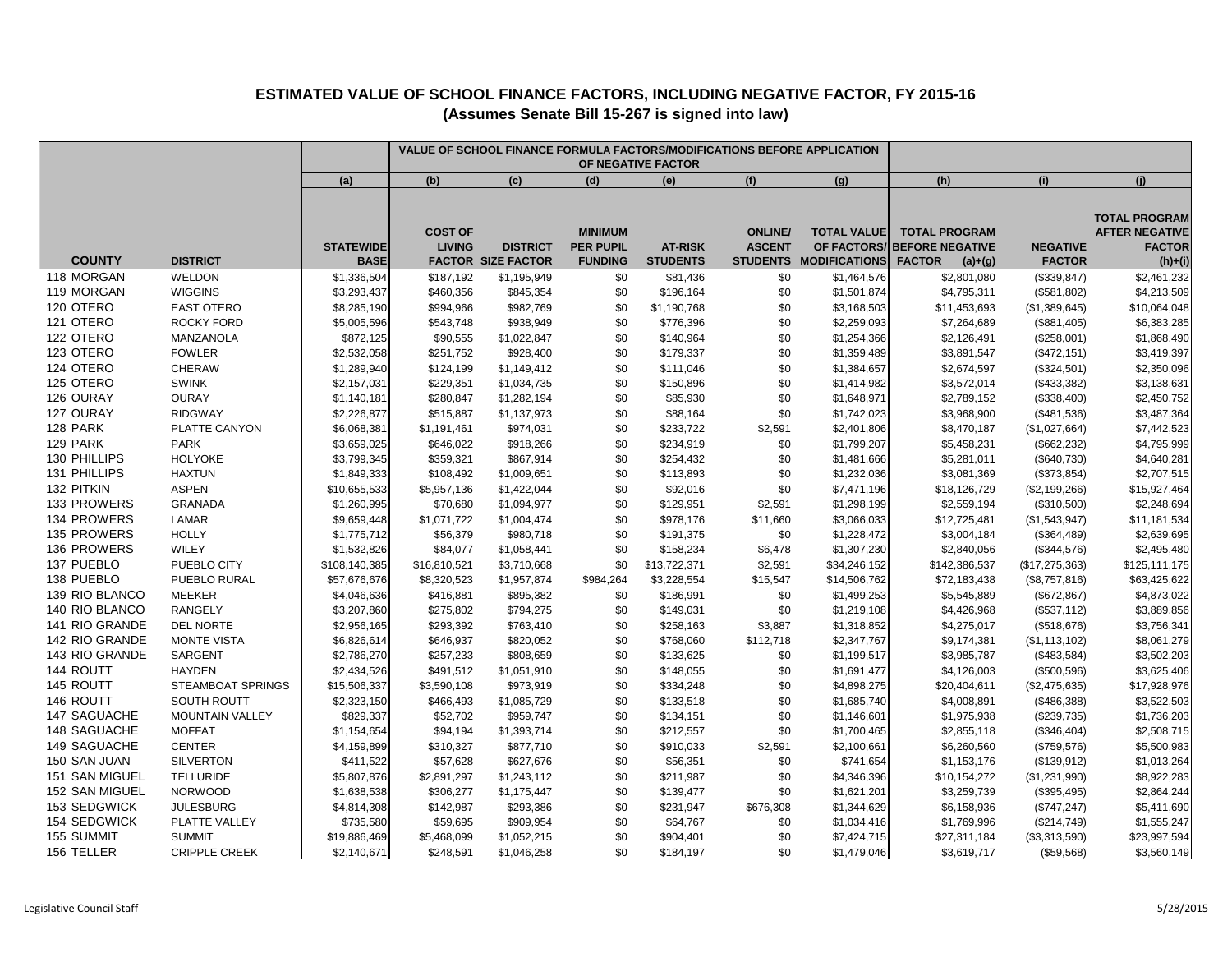# ESTIMATED VALUE OF SCHOOL FINANCE FACTORS, INCLUDING NEGATIVE FACTOR, FY 2015-16
## (Assumes Senate Bill 15-267 is signed into law)

| | | | VALUE OF SCHOOL FINANCE FORMULA FACTORS/MODIFICATIONS BEFORE APPLICATION OF NEGATIVE FACTOR | | | | | | | | |
|---|---|---|---|---|---|---|---|---|---|---|---|
| | | (a) | (b) | (c) | (d) | (e) | (f) | (g) | (h) | (i) | (j) |
| COUNTY | DISTRICT | STATEWIDE BASE | COST OF LIVING FACTOR | DISTRICT SIZE FACTOR | MINIMUM PER PUPIL FUNDING | AT-RISK STUDENTS | ONLINE/ ASCENT STUDENTS | TOTAL VALUE OF FACTORS/ MODIFICATIONS | TOTAL PROGRAM BEFORE NEGATIVE FACTOR (a)+(g) | NEGATIVE FACTOR | TOTAL PROGRAM AFTER NEGATIVE FACTOR (h)+(i) |
| 118 MORGAN | WELDON | $1,336,504 | $187,192 | $1,195,949 | $0 | $81,436 | $0 | $1,464,576 | $2,801,080 | ($339,847) | $2,461,232 |
| 119 MORGAN | WIGGINS | $3,293,437 | $460,356 | $845,354 | $0 | $196,164 | $0 | $1,501,874 | $4,795,311 | ($581,802) | $4,213,509 |
| 120 OTERO | EAST OTERO | $8,285,190 | $994,966 | $982,769 | $0 | $1,190,768 | $0 | $3,168,503 | $11,453,693 | ($1,389,645) | $10,064,048 |
| 121 OTERO | ROCKY FORD | $5,005,596 | $543,748 | $938,949 | $0 | $776,396 | $0 | $2,259,093 | $7,264,689 | ($881,405) | $6,383,285 |
| 122 OTERO | MANZANOLA | $872,125 | $90,555 | $1,022,847 | $0 | $140,964 | $0 | $1,254,366 | $2,126,491 | ($258,001) | $1,868,490 |
| 123 OTERO | FOWLER | $2,532,058 | $251,752 | $928,400 | $0 | $179,337 | $0 | $1,359,489 | $3,891,547 | ($472,151) | $3,419,397 |
| 124 OTERO | CHERAW | $1,289,940 | $124,199 | $1,149,412 | $0 | $111,046 | $0 | $1,384,657 | $2,674,597 | ($324,501) | $2,350,096 |
| 125 OTERO | SWINK | $2,157,031 | $229,351 | $1,034,735 | $0 | $150,896 | $0 | $1,414,982 | $3,572,014 | ($433,382) | $3,138,631 |
| 126 OURAY | OURAY | $1,140,181 | $280,847 | $1,282,194 | $0 | $85,930 | $0 | $1,648,971 | $2,789,152 | ($338,400) | $2,450,752 |
| 127 OURAY | RIDGWAY | $2,226,877 | $515,887 | $1,137,973 | $0 | $88,164 | $0 | $1,742,023 | $3,968,900 | ($481,536) | $3,487,364 |
| 128 PARK | PLATTE CANYON | $6,068,381 | $1,191,461 | $974,031 | $0 | $233,722 | $2,591 | $2,401,806 | $8,470,187 | ($1,027,664) | $7,442,523 |
| 129 PARK | PARK | $3,659,025 | $646,022 | $918,266 | $0 | $234,919 | $0 | $1,799,207 | $5,458,231 | ($662,232) | $4,795,999 |
| 130 PHILLIPS | HOLYOKE | $3,799,345 | $359,321 | $867,914 | $0 | $254,432 | $0 | $1,481,666 | $5,281,011 | ($640,730) | $4,640,281 |
| 131 PHILLIPS | HAXTUN | $1,849,333 | $108,492 | $1,009,651 | $0 | $113,893 | $0 | $1,232,036 | $3,081,369 | ($373,854) | $2,707,515 |
| 132 PITKIN | ASPEN | $10,655,533 | $5,957,136 | $1,422,044 | $0 | $92,016 | $0 | $7,471,196 | $18,126,729 | ($2,199,266) | $15,927,464 |
| 133 PROWERS | GRANADA | $1,260,995 | $70,680 | $1,094,977 | $0 | $129,951 | $2,591 | $1,298,199 | $2,559,194 | ($310,500) | $2,248,694 |
| 134 PROWERS | LAMAR | $9,659,448 | $1,071,722 | $1,004,474 | $0 | $978,176 | $11,660 | $3,066,033 | $12,725,481 | ($1,543,947) | $11,181,534 |
| 135 PROWERS | HOLLY | $1,775,712 | $56,379 | $980,718 | $0 | $191,375 | $0 | $1,228,472 | $3,004,184 | ($364,489) | $2,639,695 |
| 136 PROWERS | WILEY | $1,532,826 | $84,077 | $1,058,441 | $0 | $158,234 | $6,478 | $1,307,230 | $2,840,056 | ($344,576) | $2,495,480 |
| 137 PUEBLO | PUEBLO CITY | $108,140,385 | $16,810,521 | $3,710,668 | $0 | $13,722,371 | $2,591 | $34,246,152 | $142,386,537 | ($17,275,363) | $125,111,175 |
| 138 PUEBLO | PUEBLO RURAL | $57,676,676 | $8,320,523 | $1,957,874 | $984,264 | $3,228,554 | $15,547 | $14,506,762 | $72,183,438 | ($8,757,816) | $63,425,622 |
| 139 RIO BLANCO | MEEKER | $4,046,636 | $416,881 | $895,382 | $0 | $186,991 | $0 | $1,499,253 | $5,545,889 | ($672,867) | $4,873,022 |
| 140 RIO BLANCO | RANGELY | $3,207,860 | $275,802 | $794,275 | $0 | $149,031 | $0 | $1,219,108 | $4,426,968 | ($537,112) | $3,889,856 |
| 141 RIO GRANDE | DEL NORTE | $2,956,165 | $293,392 | $763,410 | $0 | $258,163 | $3,887 | $1,318,852 | $4,275,017 | ($518,676) | $3,756,341 |
| 142 RIO GRANDE | MONTE VISTA | $6,826,614 | $646,937 | $820,052 | $0 | $768,060 | $112,718 | $2,347,767 | $9,174,381 | ($1,113,102) | $8,061,279 |
| 143 RIO GRANDE | SARGENT | $2,786,270 | $257,233 | $808,659 | $0 | $133,625 | $0 | $1,199,517 | $3,985,787 | ($483,584) | $3,502,203 |
| 144 ROUTT | HAYDEN | $2,434,526 | $491,512 | $1,051,910 | $0 | $148,055 | $0 | $1,691,477 | $4,126,003 | ($500,596) | $3,625,406 |
| 145 ROUTT | STEAMBOAT SPRINGS | $15,506,337 | $3,590,108 | $973,919 | $0 | $334,248 | $0 | $4,898,275 | $20,404,611 | ($2,475,635) | $17,928,976 |
| 146 ROUTT | SOUTH ROUTT | $2,323,150 | $466,493 | $1,085,729 | $0 | $133,518 | $0 | $1,685,740 | $4,008,891 | ($486,388) | $3,522,503 |
| 147 SAGUACHE | MOUNTAIN VALLEY | $829,337 | $52,702 | $959,747 | $0 | $134,151 | $0 | $1,146,601 | $1,975,938 | ($239,735) | $1,736,203 |
| 148 SAGUACHE | MOFFAT | $1,154,654 | $94,194 | $1,393,714 | $0 | $212,557 | $0 | $1,700,465 | $2,855,118 | ($346,404) | $2,508,715 |
| 149 SAGUACHE | CENTER | $4,159,899 | $310,327 | $877,710 | $0 | $910,033 | $2,591 | $2,100,661 | $6,260,560 | ($759,576) | $5,500,983 |
| 150 SAN JUAN | SILVERTON | $411,522 | $57,628 | $627,676 | $0 | $56,351 | $0 | $741,654 | $1,153,176 | ($139,912) | $1,013,264 |
| 151 SAN MIGUEL | TELLURIDE | $5,807,876 | $2,891,297 | $1,243,112 | $0 | $211,987 | $0 | $4,346,396 | $10,154,272 | ($1,231,990) | $8,922,283 |
| 152 SAN MIGUEL | NORWOOD | $1,638,538 | $306,277 | $1,175,447 | $0 | $139,477 | $0 | $1,621,201 | $3,259,739 | ($395,495) | $2,864,244 |
| 153 SEDGWICK | JULESBURG | $4,814,308 | $142,987 | $293,386 | $0 | $231,947 | $676,308 | $1,344,629 | $6,158,936 | ($747,247) | $5,411,690 |
| 154 SEDGWICK | PLATTE VALLEY | $735,580 | $59,695 | $909,954 | $0 | $64,767 | $0 | $1,034,416 | $1,769,996 | ($214,749) | $1,555,247 |
| 155 SUMMIT | SUMMIT | $19,886,469 | $5,468,099 | $1,052,215 | $0 | $904,401 | $0 | $7,424,715 | $27,311,184 | ($3,313,590) | $23,997,594 |
| 156 TELLER | CRIPPLE CREEK | $2,140,671 | $248,591 | $1,046,258 | $0 | $184,197 | $0 | $1,479,046 | $3,619,717 | ($59,568) | $3,560,149 |

Legislative Council Staff 5/28/2015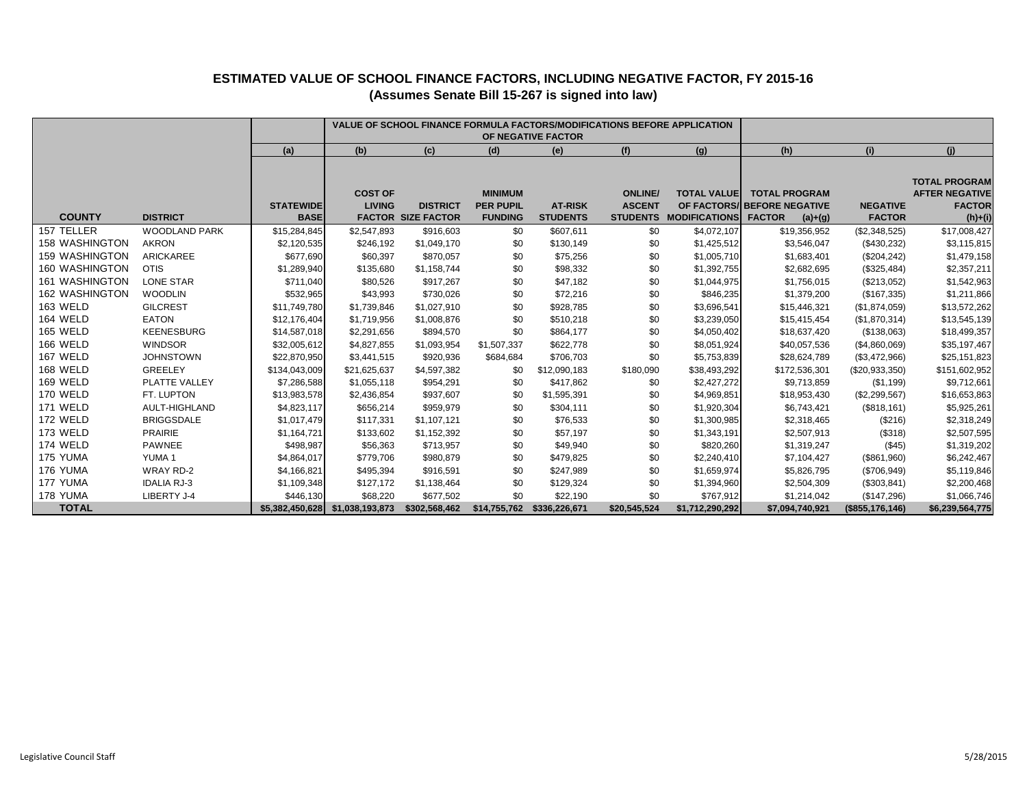# ESTIMATED VALUE OF SCHOOL FINANCE FACTORS, INCLUDING NEGATIVE FACTOR, FY 2015-16

## (Assumes Senate Bill 15-267 is signed into law)

| | | | VALUE OF SCHOOL FINANCE FORMULA FACTORS/MODIFICATIONS BEFORE APPLICATION OF NEGATIVE FACTOR | | | | | | | | |
|---|---|---|---|---|---|---|---|---|---|---|---|
| | | (a) | (b) | (c) | (d) | (e) | (f) | (g) | (h) | (i) | (j) |
| **COUNTY** | **DISTRICT** | **STATEWIDE BASE** | **COST OF LIVING FACTOR** | **DISTRICT SIZE FACTOR** | **MINIMUM PER PUPIL FUNDING** | **AT-RISK STUDENTS** | **ONLINE/ ASCENT STUDENTS** | **TOTAL VALUE OF FACTORS/ MODIFICATIONS** | **TOTAL PROGRAM BEFORE NEGATIVE FACTOR (a)+(g)** | **NEGATIVE FACTOR** | **TOTAL PROGRAM AFTER NEGATIVE FACTOR (h)+(i)** |
| 157 TELLER | WOODLAND PARK | $15,284,845 | $2,547,893 | $916,603 | $0 | $607,611 | $0 | $4,072,107 | $19,356,952 | ($2,348,525) | $17,008,427 |
| 158 WASHINGTON | AKRON | $2,120,535 | $246,192 | $1,049,170 | $0 | $130,149 | $0 | $1,425,512 | $3,546,047 | ($430,232) | $3,115,815 |
| 159 WASHINGTON | ARICKAREE | $677,690 | $60,397 | $870,057 | $0 | $75,256 | $0 | $1,005,710 | $1,683,401 | ($204,242) | $1,479,158 |
| 160 WASHINGTON | OTIS | $1,289,940 | $135,680 | $1,158,744 | $0 | $98,332 | $0 | $1,392,755 | $2,682,695 | ($325,484) | $2,357,211 |
| 161 WASHINGTON | LONE STAR | $711,040 | $80,526 | $917,267 | $0 | $47,182 | $0 | $1,044,975 | $1,756,015 | ($213,052) | $1,542,963 |
| 162 WASHINGTON | WOODLIN | $532,965 | $43,993 | $730,026 | $0 | $72,216 | $0 | $846,235 | $1,379,200 | ($167,335) | $1,211,866 |
| 163 WELD | GILCREST | $11,749,780 | $1,739,846 | $1,027,910 | $0 | $928,785 | $0 | $3,696,541 | $15,446,321 | ($1,874,059) | $13,572,262 |
| 164 WELD | EATON | $12,176,404 | $1,719,956 | $1,008,876 | $0 | $510,218 | $0 | $3,239,050 | $15,415,454 | ($1,870,314) | $13,545,139 |
| 165 WELD | KEENESBURG | $14,587,018 | $2,291,656 | $894,570 | $0 | $864,177 | $0 | $4,050,402 | $18,637,420 | ($138,063) | $18,499,357 |
| 166 WELD | WINDSOR | $32,005,612 | $4,827,855 | $1,093,954 | $1,507,337 | $622,778 | $0 | $8,051,924 | $40,057,536 | ($4,860,069) | $35,197,467 |
| 167 WELD | JOHNSTOWN | $22,870,950 | $3,441,515 | $920,936 | $684,684 | $706,703 | $0 | $5,753,839 | $28,624,789 | ($3,472,966) | $25,151,823 |
| 168 WELD | GREELEY | $134,043,009 | $21,625,637 | $4,597,382 | $0 | $12,090,183 | $180,090 | $38,493,292 | $172,536,301 | ($20,933,350) | $151,602,952 |
| 169 WELD | PLATTE VALLEY | $7,286,588 | $1,055,118 | $954,291 | $0 | $417,862 | $0 | $2,427,272 | $9,713,859 | ($1,199) | $9,712,661 |
| 170 WELD | FT. LUPTON | $13,983,578 | $2,436,854 | $937,607 | $0 | $1,595,391 | $0 | $4,969,851 | $18,953,430 | ($2,299,567) | $16,653,863 |
| 171 WELD | AULT-HIGHLAND | $4,823,117 | $656,214 | $959,979 | $0 | $304,111 | $0 | $1,920,304 | $6,743,421 | ($818,161) | $5,925,261 |
| 172 WELD | BRIGGSDALE | $1,017,479 | $117,331 | $1,107,121 | $0 | $76,533 | $0 | $1,300,985 | $2,318,465 | ($216) | $2,318,249 |
| 173 WELD | PRAIRIE | $1,164,721 | $133,602 | $1,152,392 | $0 | $57,197 | $0 | $1,343,191 | $2,507,913 | ($318) | $2,507,595 |
| 174 WELD | PAWNEE | $498,987 | $56,363 | $713,957 | $0 | $49,940 | $0 | $820,260 | $1,319,247 | ($45) | $1,319,202 |
| 175 YUMA | YUMA 1 | $4,864,017 | $779,706 | $980,879 | $0 | $479,825 | $0 | $2,240,410 | $7,104,427 | ($861,960) | $6,242,467 |
| 176 YUMA | WRAY RD-2 | $4,166,821 | $495,394 | $916,591 | $0 | $247,989 | $0 | $1,659,974 | $5,826,795 | ($706,949) | $5,119,846 |
| 177 YUMA | IDALIA RJ-3 | $1,109,348 | $127,172 | $1,138,464 | $0 | $129,324 | $0 | $1,394,960 | $2,504,309 | ($303,841) | $2,200,468 |
| 178 YUMA | LIBERTY J-4 | $446,130 | $68,220 | $677,502 | $0 | $22,190 | $0 | $767,912 | $1,214,042 | ($147,296) | $1,066,746 |
| **TOTAL** | | **$5,382,450,628** | **$1,038,193,873** | **$302,568,462** | **$14,755,762** | **$336,226,671** | **$20,545,524** | **$1,712,290,292** | **$7,094,740,921** | **($855,176,146)** | **$6,239,564,775** |

Legislative Council Staff 5/28/2015